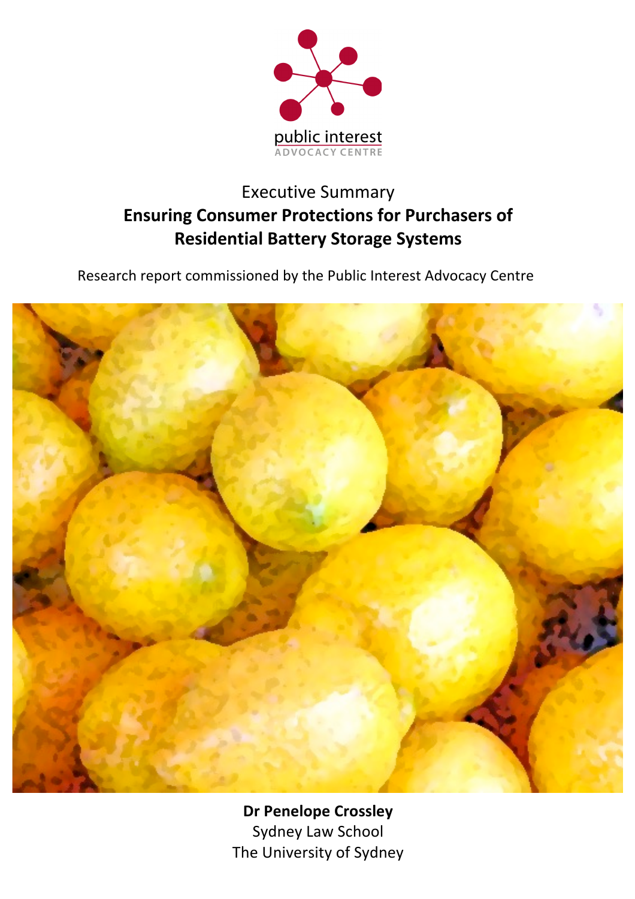public interest
ADVOCACY CENTRE

Executive Summary

# Ensuring Consumer Protections for Purchasers of Residential Battery Storage Systems

Research report commissioned by the Public Interest Advocacy Centre

**Dr Penelope Crossley**

Sydney Law School

The University of Sydney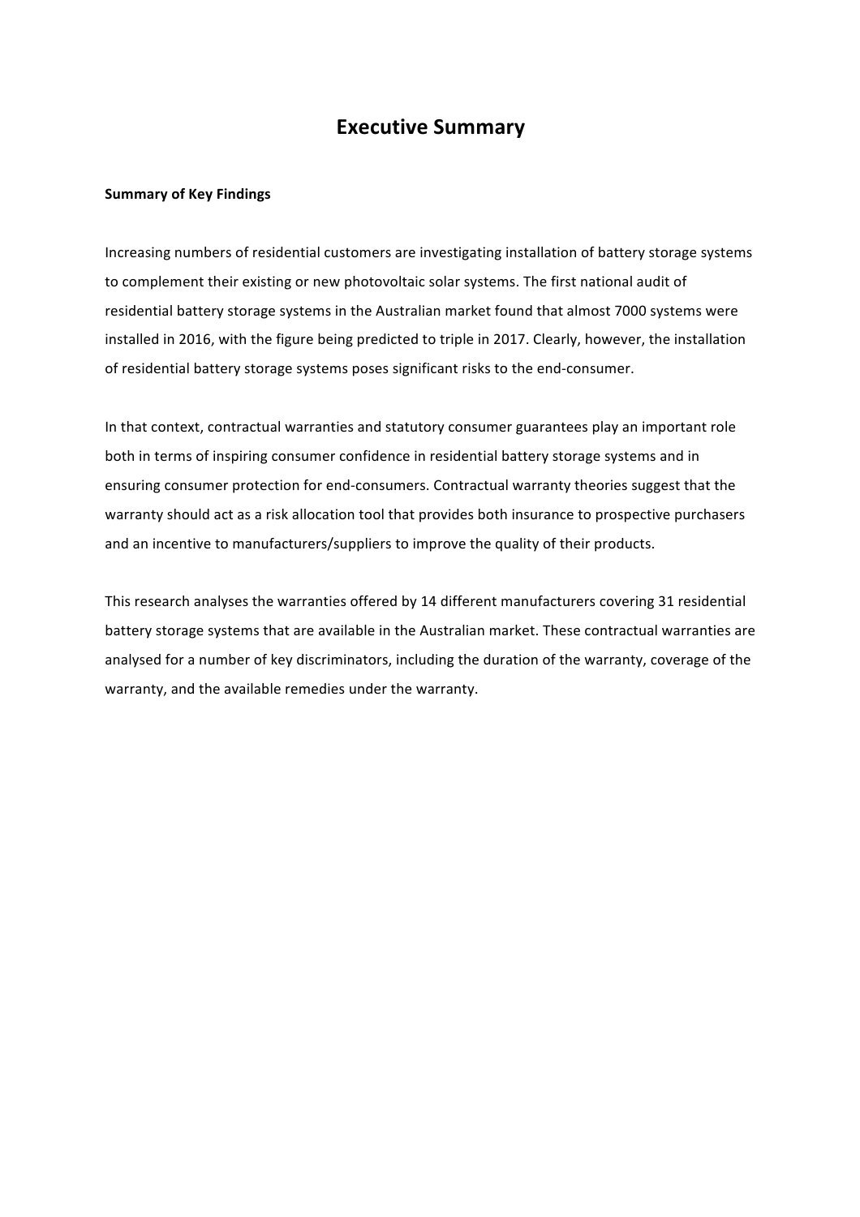# Executive Summary

**Summary of Key Findings**

Increasing numbers of residential customers are investigating installation of battery storage systems to complement their existing or new photovoltaic solar systems. The first national audit of residential battery storage systems in the Australian market found that almost 7000 systems were installed in 2016, with the figure being predicted to triple in 2017. Clearly, however, the installation of residential battery storage systems poses significant risks to the end-consumer.

In that context, contractual warranties and statutory consumer guarantees play an important role both in terms of inspiring consumer confidence in residential battery storage systems and in ensuring consumer protection for end-consumers. Contractual warranty theories suggest that the warranty should act as a risk allocation tool that provides both insurance to prospective purchasers and an incentive to manufacturers/suppliers to improve the quality of their products.

This research analyses the warranties offered by 14 different manufacturers covering 31 residential battery storage systems that are available in the Australian market. These contractual warranties are analysed for a number of key discriminators, including the duration of the warranty, coverage of the warranty, and the available remedies under the warranty.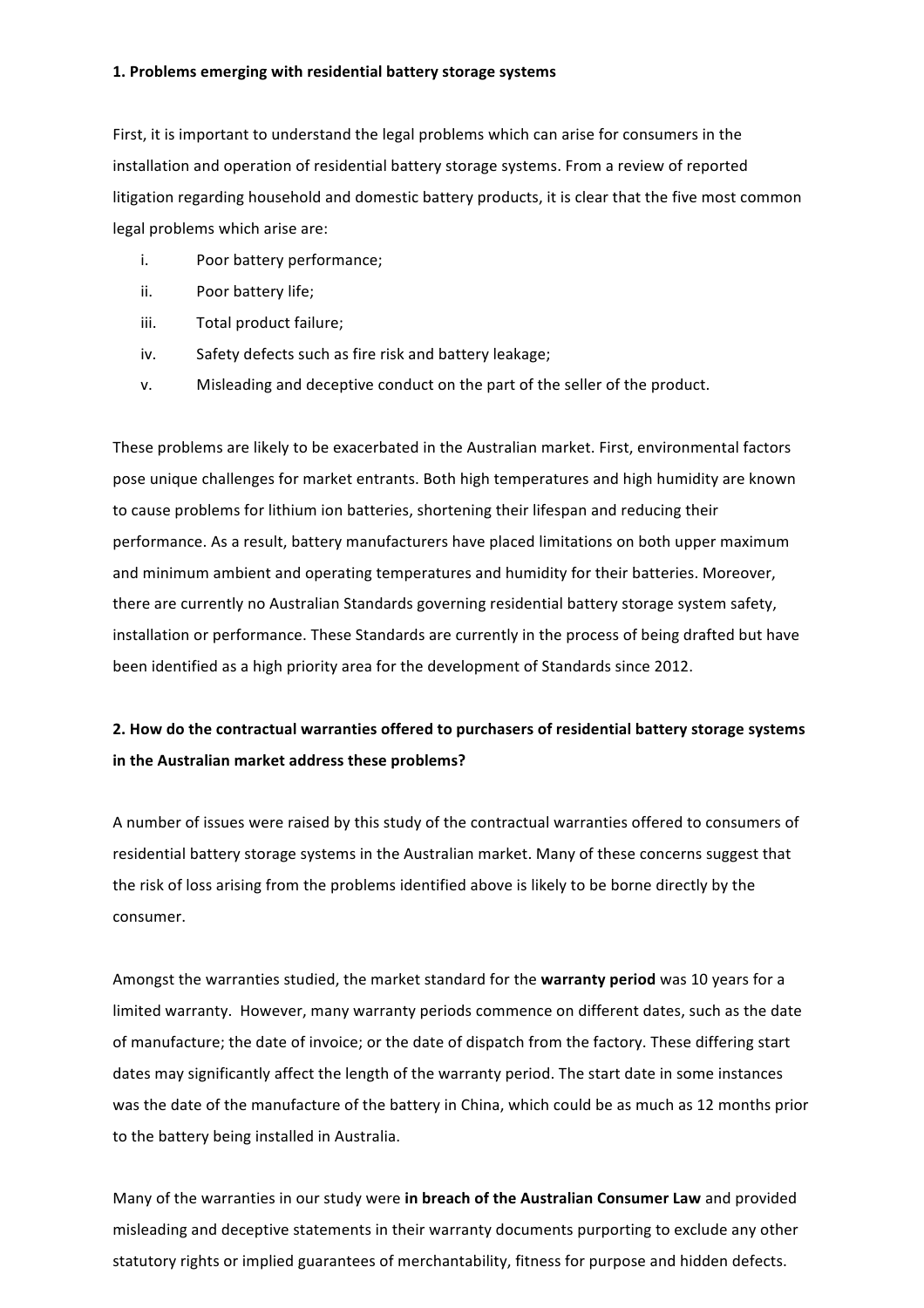**1. Problems emerging with residential battery storage systems**

First, it is important to understand the legal problems which can arise for consumers in the installation and operation of residential battery storage systems. From a review of reported litigation regarding household and domestic battery products, it is clear that the five most common legal problems which arise are:

i. Poor battery performance;
ii. Poor battery life;
iii. Total product failure;
iv. Safety defects such as fire risk and battery leakage;
v. Misleading and deceptive conduct on the part of the seller of the product.

These problems are likely to be exacerbated in the Australian market. First, environmental factors pose unique challenges for market entrants. Both high temperatures and high humidity are known to cause problems for lithium ion batteries, shortening their lifespan and reducing their performance. As a result, battery manufacturers have placed limitations on both upper maximum and minimum ambient and operating temperatures and humidity for their batteries. Moreover, there are currently no Australian Standards governing residential battery storage system safety, installation or performance. These Standards are currently in the process of being drafted but have been identified as a high priority area for the development of Standards since 2012.

**2. How do the contractual warranties offered to purchasers of residential battery storage systems in the Australian market address these problems?**

A number of issues were raised by this study of the contractual warranties offered to consumers of residential battery storage systems in the Australian market. Many of these concerns suggest that the risk of loss arising from the problems identified above is likely to be borne directly by the consumer.

Amongst the warranties studied, the market standard for the **warranty period** was 10 years for a limited warranty. However, many warranty periods commence on different dates, such as the date of manufacture; the date of invoice; or the date of dispatch from the factory. These differing start dates may significantly affect the length of the warranty period. The start date in some instances was the date of the manufacture of the battery in China, which could be as much as 12 months prior to the battery being installed in Australia.

Many of the warranties in our study were **in breach of the Australian Consumer Law** and provided misleading and deceptive statements in their warranty documents purporting to exclude any other statutory rights or implied guarantees of merchantability, fitness for purpose and hidden defects.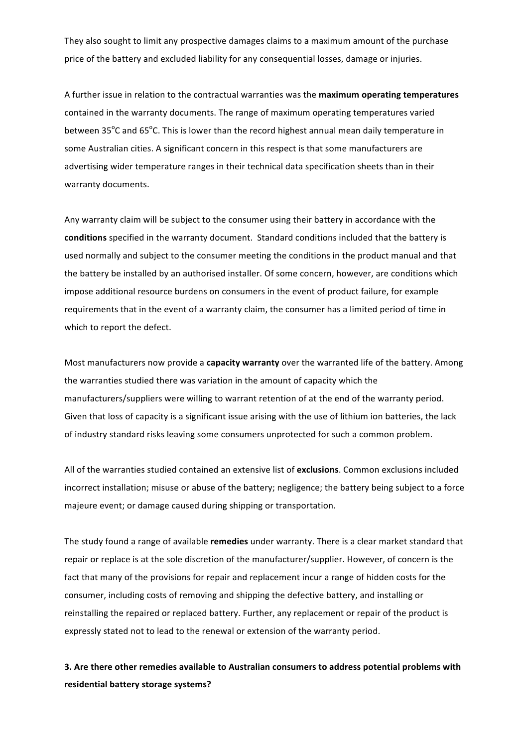They also sought to limit any prospective damages claims to a maximum amount of the purchase price of the battery and excluded liability for any consequential losses, damage or injuries.

A further issue in relation to the contractual warranties was the **maximum operating temperatures** contained in the warranty documents. The range of maximum operating temperatures varied between 35°C and 65°C. This is lower than the record highest annual mean daily temperature in some Australian cities. A significant concern in this respect is that some manufacturers are advertising wider temperature ranges in their technical data specification sheets than in their warranty documents.

Any warranty claim will be subject to the consumer using their battery in accordance with the **conditions** specified in the warranty document. Standard conditions included that the battery is used normally and subject to the consumer meeting the conditions in the product manual and that the battery be installed by an authorised installer. Of some concern, however, are conditions which impose additional resource burdens on consumers in the event of product failure, for example requirements that in the event of a warranty claim, the consumer has a limited period of time in which to report the defect.

Most manufacturers now provide a **capacity warranty** over the warranted life of the battery. Among the warranties studied there was variation in the amount of capacity which the manufacturers/suppliers were willing to warrant retention of at the end of the warranty period. Given that loss of capacity is a significant issue arising with the use of lithium ion batteries, the lack of industry standard risks leaving some consumers unprotected for such a common problem.

All of the warranties studied contained an extensive list of **exclusions**. Common exclusions included incorrect installation; misuse or abuse of the battery; negligence; the battery being subject to a force majeure event; or damage caused during shipping or transportation.

The study found a range of available **remedies** under warranty. There is a clear market standard that repair or replace is at the sole discretion of the manufacturer/supplier. However, of concern is the fact that many of the provisions for repair and replacement incur a range of hidden costs for the consumer, including costs of removing and shipping the defective battery, and installing or reinstalling the repaired or replaced battery. Further, any replacement or repair of the product is expressly stated not to lead to the renewal or extension of the warranty period.

### 3. Are there other remedies available to Australian consumers to address potential problems with residential battery storage systems?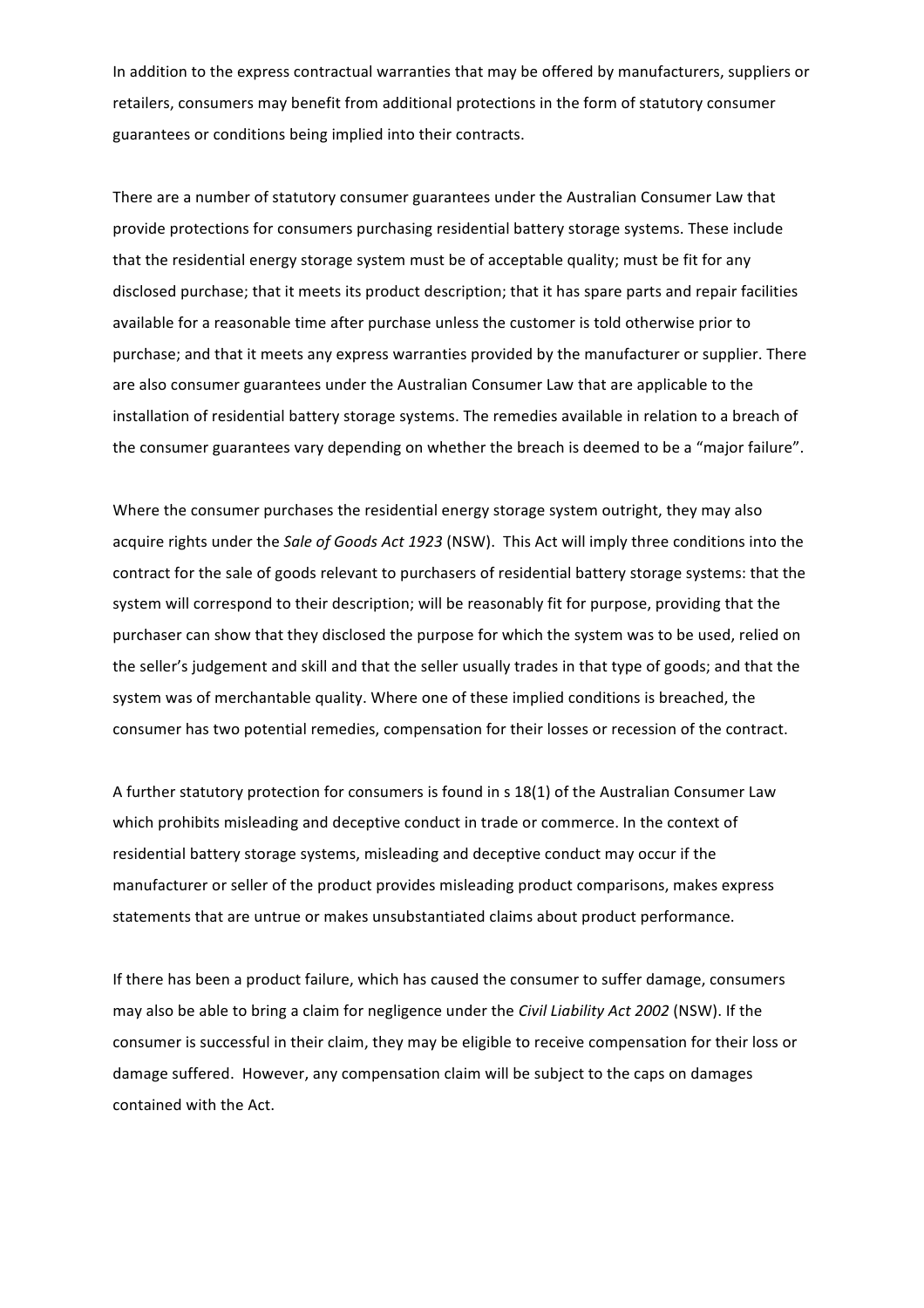In addition to the express contractual warranties that may be offered by manufacturers, suppliers or retailers, consumers may benefit from additional protections in the form of statutory consumer guarantees or conditions being implied into their contracts.

There are a number of statutory consumer guarantees under the Australian Consumer Law that provide protections for consumers purchasing residential battery storage systems. These include that the residential energy storage system must be of acceptable quality; must be fit for any disclosed purchase; that it meets its product description; that it has spare parts and repair facilities available for a reasonable time after purchase unless the customer is told otherwise prior to purchase; and that it meets any express warranties provided by the manufacturer or supplier. There are also consumer guarantees under the Australian Consumer Law that are applicable to the installation of residential battery storage systems. The remedies available in relation to a breach of the consumer guarantees vary depending on whether the breach is deemed to be a "major failure".

Where the consumer purchases the residential energy storage system outright, they may also acquire rights under the *Sale of Goods Act 1923* (NSW). This Act will imply three conditions into the contract for the sale of goods relevant to purchasers of residential battery storage systems: that the system will correspond to their description; will be reasonably fit for purpose, providing that the purchaser can show that they disclosed the purpose for which the system was to be used, relied on the seller's judgement and skill and that the seller usually trades in that type of goods; and that the system was of merchantable quality. Where one of these implied conditions is breached, the consumer has two potential remedies, compensation for their losses or recession of the contract.

A further statutory protection for consumers is found in s 18(1) of the Australian Consumer Law which prohibits misleading and deceptive conduct in trade or commerce. In the context of residential battery storage systems, misleading and deceptive conduct may occur if the manufacturer or seller of the product provides misleading product comparisons, makes express statements that are untrue or makes unsubstantiated claims about product performance.

If there has been a product failure, which has caused the consumer to suffer damage, consumers may also be able to bring a claim for negligence under the *Civil Liability Act 2002* (NSW). If the consumer is successful in their claim, they may be eligible to receive compensation for their loss or damage suffered. However, any compensation claim will be subject to the caps on damages contained with the Act.